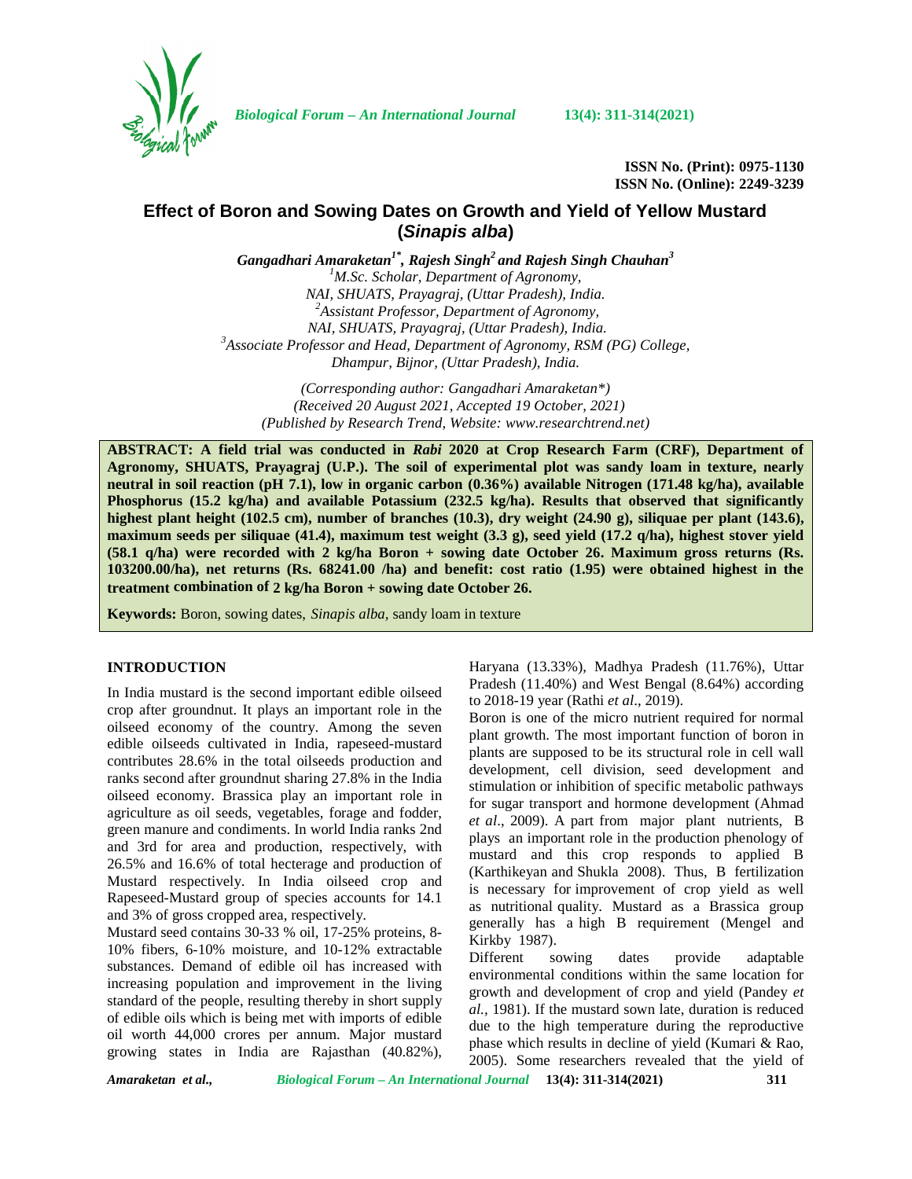ISSN No. (Print): 0975-1130
ISSN No. (Online): 2249-3239

# Effect of Boron and Sowing Dates on Growth and Yield of Yellow Mustard (*Sinapis alba*)

***Gangadhari Amaraketan*[1*], *Rajesh Singh*[2] *and Rajesh Singh Chauhan*[3]**

[1]*M.Sc. Scholar, Department of Agronomy, NAI, SHUATS, Prayagraj, (Uttar Pradesh), India.*
[2]*Assistant Professor, Department of Agronomy, NAI, SHUATS, Prayagraj, (Uttar Pradesh), India.*
[3]*Associate Professor and Head, Department of Agronomy, RSM (PG) College, Dhampur, Bijnor, (Uttar Pradesh), India.*

*(Corresponding author: Gangadhari Amaraketan\*)*
*(Received 20 August 2021, Accepted 19 October, 2021)*
*(Published by Research Trend, Website: www.researchtrend.net)*

**ABSTRACT: A field trial was conducted in *Rabi* 2020 at Crop Research Farm (CRF), Department of Agronomy, SHUATS, Prayagraj (U.P.). The soil of experimental plot was sandy loam in texture, nearly neutral in soil reaction (pH 7.1), low in organic carbon (0.36%) available Nitrogen (171.48 kg/ha), available Phosphorus (15.2 kg/ha) and available Potassium (232.5 kg/ha). Results that observed that significantly highest plant height (102.5 cm), number of branches (10.3), dry weight (24.90 g), siliquae per plant (143.6), maximum seeds per siliquae (41.4), maximum test weight (3.3 g), seed yield (17.2 q/ha), highest stover yield (58.1 q/ha) were recorded with 2 kg/ha Boron + sowing date October 26. Maximum gross returns (Rs. 103200.00/ha), net returns (Rs. 68241.00 /ha) and benefit: cost ratio (1.95) were obtained highest in the treatment combination of 2 kg/ha Boron + sowing date October 26.**

**Keywords:** Boron, sowing dates, *Sinapis alba*, sandy loam in texture

## INTRODUCTION

In India mustard is the second important edible oilseed crop after groundnut. It plays an important role in the oilseed economy of the country. Among the seven edible oilseeds cultivated in India, rapeseed-mustard contributes 28.6% in the total oilseeds production and ranks second after groundnut sharing 27.8% in the India oilseed economy. Brassica play an important role in agriculture as oil seeds, vegetables, forage and fodder, green manure and condiments. In world India ranks 2nd and 3rd for area and production, respectively, with 26.5% and 16.6% of total hecterage and production of Mustard respectively. In India oilseed crop and Rapeseed-Mustard group of species accounts for 14.1 and 3% of gross cropped area, respectively.

Mustard seed contains 30-33 % oil, 17-25% proteins, 8-10% fibers, 6-10% moisture, and 10-12% extractable substances. Demand of edible oil has increased with increasing population and improvement in the living standard of the people, resulting thereby in short supply of edible oils which is being met with imports of edible oil worth 44,000 crores per annum. Major mustard growing states in India are Rajasthan (40.82%), Haryana (13.33%), Madhya Pradesh (11.76%), Uttar Pradesh (11.40%) and West Bengal (8.64%) according to 2018-19 year (Rathi *et al*., 2019).

Boron is one of the micro nutrient required for normal plant growth. The most important function of boron in plants are supposed to be its structural role in cell wall development, cell division, seed development and stimulation or inhibition of specific metabolic pathways for sugar transport and hormone development (Ahmad *et al*., 2009). A part from major plant nutrients, B plays an important role in the production phenology of mustard and this crop responds to applied B (Karthikeyan and Shukla 2008). Thus, B fertilization is necessary for improvement of crop yield as well as nutritional quality. Mustard as a Brassica group generally has a high B requirement (Mengel and Kirkby 1987).

Different sowing dates provide adaptable environmental conditions within the same location for growth and development of crop and yield (Pandey *et al.*, 1981). If the mustard sown late, duration is reduced due to the high temperature during the reproductive phase which results in decline of yield (Kumari & Rao, 2005). Some researchers revealed that the yield of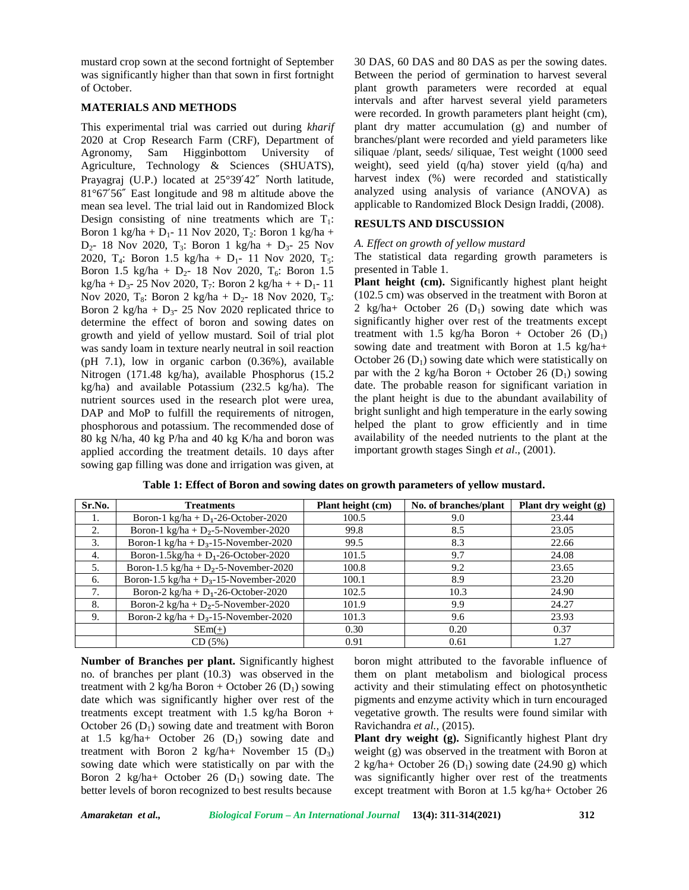mustard crop sown at the second fortnight of September was significantly higher than that sown in first fortnight of October.

## MATERIALS AND METHODS

This experimental trial was carried out during *kharif* 2020 at Crop Research Farm (CRF), Department of Agronomy, Sam Higginbottom University of Agriculture, Technology & Sciences (SHUATS), Prayagraj (U.P.) located at 25°39′42″ North latitude, 81°67′56″ East longitude and 98 m altitude above the mean sea level. The trial laid out in Randomized Block Design consisting of nine treatments which are $T_1$: Boron 1 kg/ha + $D_1$- 11 Nov 2020, $T_2$: Boron 1 kg/ha + $D_2$- 18 Nov 2020, $T_3$: Boron 1 kg/ha + $D_3$- 25 Nov 2020, $T_4$: Boron 1.5 kg/ha + $D_1$- 11 Nov 2020, $T_5$: Boron 1.5 kg/ha + $D_2$- 18 Nov 2020, $T_6$: Boron 1.5 kg/ha + $D_3$- 25 Nov 2020, $T_7$: Boron 2 kg/ha + + $D_1$- 11 Nov 2020, $T_8$: Boron 2 kg/ha + $D_2$- 18 Nov 2020, $T_9$: Boron 2 kg/ha + $D_3$- 25 Nov 2020 replicated thrice to determine the effect of boron and sowing dates on growth and yield of yellow mustard. Soil of trial plot was sandy loam in texture nearly neutral in soil reaction (pH 7.1), low in organic carbon (0.36%), available Nitrogen (171.48 kg/ha), available Phosphorus (15.2 kg/ha) and available Potassium (232.5 kg/ha). The nutrient sources used in the research plot were urea, DAP and MoP to fulfill the requirements of nitrogen, phosphorous and potassium. The recommended dose of 80 kg N/ha, 40 kg P/ha and 40 kg K/ha and boron was applied according the treatment details. 10 days after sowing gap filling was done and irrigation was given, at 30 DAS, 60 DAS and 80 DAS as per the sowing dates. Between the period of germination to harvest several plant growth parameters were recorded at equal intervals and after harvest several yield parameters were recorded. In growth parameters plant height (cm), plant dry matter accumulation (g) and number of branches/plant were recorded and yield parameters like siliquae /plant, seeds/ siliquae, Test weight (1000 seed weight), seed yield (q/ha) stover yield (q/ha) and harvest index (%) were recorded and statistically analyzed using analysis of variance (ANOVA) as applicable to Randomized Block Design Iraddi, (2008).

## RESULTS AND DISCUSSION

*A. Effect on growth of yellow mustard*

The statistical data regarding growth parameters is presented in Table 1.

**Plant height (cm).** Significantly highest plant height (102.5 cm) was observed in the treatment with Boron at 2 kg/ha+ October 26 ($D_1$) sowing date which was significantly higher over rest of the treatments except treatment with 1.5 kg/ha Boron + October 26 ($D_1$) sowing date and treatment with Boron at 1.5 kg/ha+ October 26 ($D_1$) sowing date which were statistically on par with the 2 kg/ha Boron + October 26 ($D_1$) sowing date. The probable reason for significant variation in the plant height is due to the abundant availability of bright sunlight and high temperature in the early sowing helped the plant to grow efficiently and in time availability of the needed nutrients to the plant at the important growth stages Singh *et al*., (2001).

**Table 1: Effect of Boron and sowing dates on growth parameters of yellow mustard.**

| Sr.No. | Treatments | Plant height (cm) | No. of branches/plant | Plant dry weight (g) |
|---|---|---|---|---|
| 1. | Boron-1 kg/ha + $D_1$-26-October-2020 | 100.5 | 9.0 | 23.44 |
| 2. | Boron-1 kg/ha + $D_2$-5-November-2020 | 99.8 | 8.5 | 23.05 |
| 3. | Boron-1 kg/ha + $D_3$-15-November-2020 | 99.5 | 8.3 | 22.66 |
| 4. | Boron-1.5kg/ha + $D_1$-26-October-2020 | 101.5 | 9.7 | 24.08 |
| 5. | Boron-1.5 kg/ha + $D_2$-5-November-2020 | 100.8 | 9.2 | 23.65 |
| 6. | Boron-1.5 kg/ha + $D_3$-15-November-2020 | 100.1 | 8.9 | 23.20 |
| 7. | Boron-2 kg/ha + $D_1$-26-October-2020 | 102.5 | 10.3 | 24.90 |
| 8. | Boron-2 kg/ha + $D_2$-5-November-2020 | 101.9 | 9.9 | 24.27 |
| 9. | Boron-2 kg/ha + $D_3$-15-November-2020 | 101.3 | 9.6 | 23.93 |
| | SEm(±) | 0.30 | 0.20 | 0.37 |
| | CD (5%) | 0.91 | 0.61 | 1.27 |

**Number of Branches per plant.** Significantly highest no. of branches per plant (10.3) was observed in the treatment with 2 kg/ha Boron + October 26 ($D_1$) sowing date which was significantly higher over rest of the treatments except treatment with 1.5 kg/ha Boron + October 26 ($D_1$) sowing date and treatment with Boron at 1.5 kg/ha+ October 26 ($D_1$) sowing date and treatment with Boron 2 kg/ha+ November 15 ($D_3$) sowing date which were statistically on par with the Boron 2 kg/ha+ October 26 ($D_1$) sowing date. The better levels of boron recognized to best results because boron might attributed to the favorable influence of them on plant metabolism and biological process activity and their stimulating effect on photosynthetic pigments and enzyme activity which in turn encouraged vegetative growth. The results were found similar with Ravichandra *et al.*, (2015).

**Plant dry weight (g).** Significantly highest Plant dry weight (g) was observed in the treatment with Boron at 2 kg/ha+ October 26 ($D_1$) sowing date (24.90 g) which was significantly higher over rest of the treatments except treatment with Boron at 1.5 kg/ha+ October 26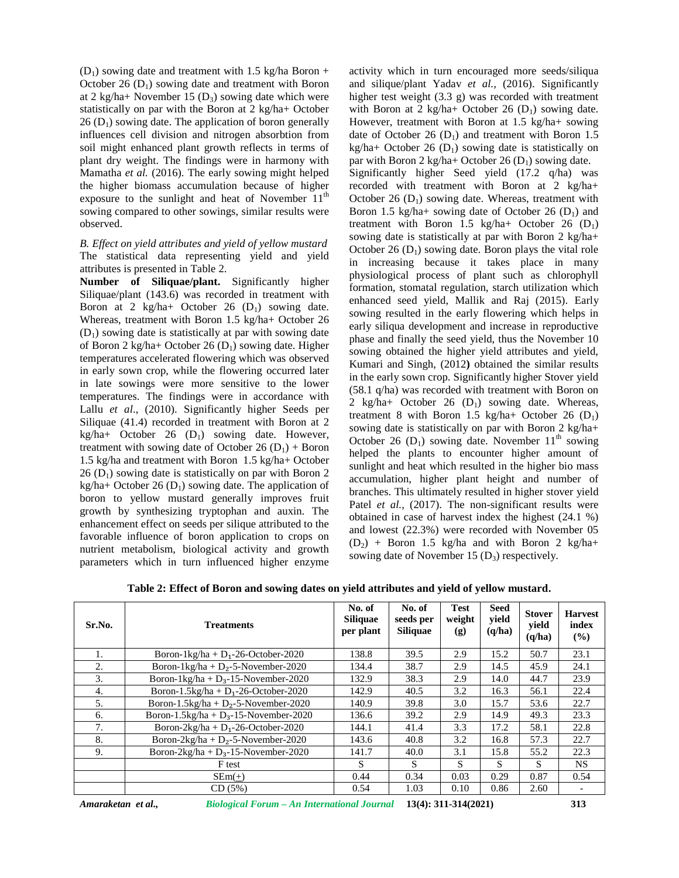($D_1$) sowing date and treatment with 1.5 kg/ha Boron + October 26 ($D_1$) sowing date and treatment with Boron at 2 kg/ha+ November 15 ($D_3$) sowing date which were statistically on par with the Boron at 2 kg/ha+ October 26 ($D_1$) sowing date. The application of boron generally influences cell division and nitrogen absorbtion from soil might enhanced plant growth reflects in terms of plant dry weight. The findings were in harmony with Mamatha *et al.* (2016). The early sowing might helped the higher biomass accumulation because of higher exposure to the sunlight and heat of November $11^{th}$ sowing compared to other sowings, similar results were observed.

*B. Effect on yield attributes and yield of yellow mustard*

The statistical data representing yield and yield attributes is presented in Table 2.

**Number of Siliquae/plant.** Significantly higher Siliquae/plant (143.6) was recorded in treatment with Boron at 2 kg/ha+ October 26 ($D_1$) sowing date. Whereas, treatment with Boron 1.5 kg/ha+ October 26 ($D_1$) sowing date is statistically at par with sowing date of Boron 2 kg/ha+ October 26 ($D_1$) sowing date. Higher temperatures accelerated flowering which was observed in early sown crop, while the flowering occurred later in late sowings were more sensitive to the lower temperatures. The findings were in accordance with Lallu *et al*., (2010). Significantly higher Seeds per Siliquae (41.4) recorded in treatment with Boron at 2 kg/ha+ October 26 ($D_1$) sowing date. However, treatment with sowing date of October 26 ($D_1$) + Boron 1.5 kg/ha and treatment with Boron 1.5 kg/ha+ October 26 ($D_1$) sowing date is statistically on par with Boron 2 kg/ha+ October 26 ($D_1$) sowing date. The application of boron to yellow mustard generally improves fruit growth by synthesizing tryptophan and auxin. The enhancement effect on seeds per silique attributed to the favorable influence of boron application to crops on nutrient metabolism, biological activity and growth parameters which in turn influenced higher enzyme activity which in turn encouraged more seeds/siliqua and silique/plant Yadav *et al.*, (2016). Significantly higher test weight (3.3 g) was recorded with treatment with Boron at 2 kg/ha+ October 26 ($D_1$) sowing date. However, treatment with Boron at 1.5 kg/ha+ sowing date of October 26 ($D_1$) and treatment with Boron 1.5 kg/ha+ October 26 ($D_1$) sowing date is statistically on par with Boron 2 kg/ha+ October 26 ($D_1$) sowing date.

Significantly higher Seed yield (17.2 q/ha) was recorded with treatment with Boron at 2 kg/ha+ October 26 ($D_1$) sowing date. Whereas, treatment with Boron 1.5 kg/ha+ sowing date of October 26 ($D_1$) and treatment with Boron 1.5 kg/ha+ October 26 ($D_1$) sowing date is statistically at par with Boron 2 kg/ha+ October 26 ($D_1$) sowing date. Boron plays the vital role in increasing because it takes place in many physiological process of plant such as chlorophyll formation, stomatal regulation, starch utilization which enhanced seed yield, Mallik and Raj (2015). Early sowing resulted in the early flowering which helps in early siliqua development and increase in reproductive phase and finally the seed yield, thus the November 10 sowing obtained the higher yield attributes and yield, Kumari and Singh, (2012) obtained the similar results in the early sown crop. Significantly higher Stover yield (58.1 q/ha) was recorded with treatment with Boron on 2 kg/ha+ October 26 ($D_1$) sowing date. Whereas, treatment 8 with Boron 1.5 kg/ha+ October 26 ($D_1$) sowing date is statistically on par with Boron 2 kg/ha+ October 26 ($D_1$) sowing date. November $11^{th}$ sowing helped the plants to encounter higher amount of sunlight and heat which resulted in the higher bio mass accumulation, higher plant height and number of branches. This ultimately resulted in higher stover yield Patel *et al.*, (2017). The non-significant results were obtained in case of harvest index the highest (24.1 %) and lowest (22.3%) were recorded with November 05 ($D_2$) + Boron 1.5 kg/ha and with Boron 2 kg/ha+ sowing date of November 15 ($D_3$) respectively.

**Table 2: Effect of Boron and sowing dates on yield attributes and yield of yellow mustard.**

| Sr.No. | Treatments | No. of Siliquae per plant | No. of seeds per Siliquae | Test weight (g) | Seed yield (q/ha) | Stover yield (q/ha) | Harvest index (%) |
|---|---|---|---|---|---|---|---|
| 1. | Boron-1kg/ha + $D_1$-26-October-2020 | 138.8 | 39.5 | 2.9 | 15.2 | 50.7 | 23.1 |
| 2. | Boron-1kg/ha + $D_2$-5-November-2020 | 134.4 | 38.7 | 2.9 | 14.5 | 45.9 | 24.1 |
| 3. | Boron-1kg/ha + $D_3$-15-November-2020 | 132.9 | 38.3 | 2.9 | 14.0 | 44.7 | 23.9 |
| 4. | Boron-1.5kg/ha + $D_1$-26-October-2020 | 142.9 | 40.5 | 3.2 | 16.3 | 56.1 | 22.4 |
| 5. | Boron-1.5kg/ha + $D_2$-5-November-2020 | 140.9 | 39.8 | 3.0 | 15.7 | 53.6 | 22.7 |
| 6. | Boron-1.5kg/ha + $D_3$-15-November-2020 | 136.6 | 39.2 | 2.9 | 14.9 | 49.3 | 23.3 |
| 7. | Boron-2kg/ha + $D_1$-26-October-2020 | 144.1 | 41.4 | 3.3 | 17.2 | 58.1 | 22.8 |
| 8. | Boron-2kg/ha + $D_2$-5-November-2020 | 143.6 | 40.8 | 3.2 | 16.8 | 57.3 | 22.7 |
| 9. | Boron-2kg/ha + $D_3$-15-November-2020 | 141.7 | 40.0 | 3.1 | 15.8 | 55.2 | 22.3 |
| | F test | S | S | S | S | S | NS |
| | SEm(±) | 0.44 | 0.34 | 0.03 | 0.29 | 0.87 | 0.54 |
| | CD (5%) | 0.54 | 1.03 | 0.10 | 0.86 | 2.60 | - |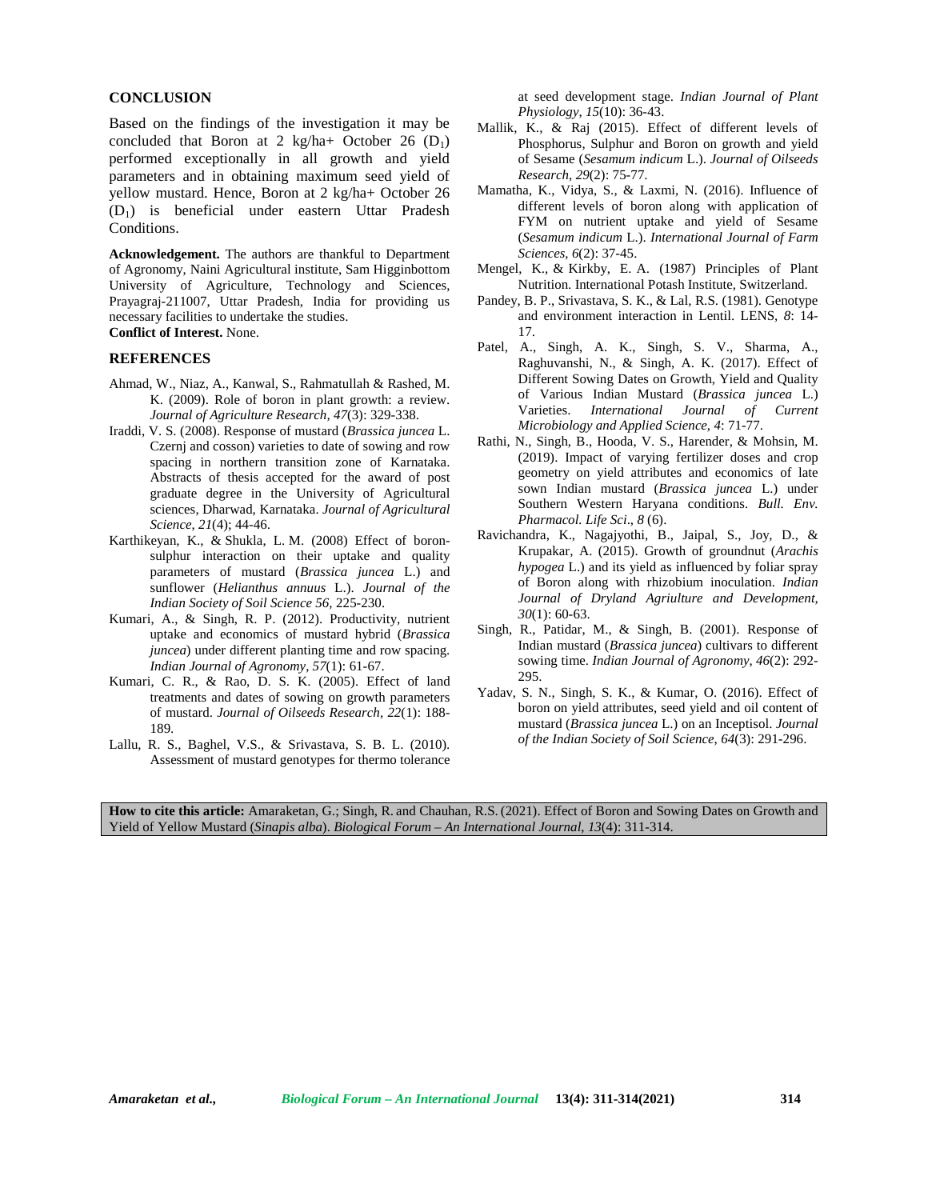## CONCLUSION

Based on the findings of the investigation it may be concluded that Boron at 2 kg/ha+ October 26 ($D_1$) performed exceptionally in all growth and yield parameters and in obtaining maximum seed yield of yellow mustard. Hence, Boron at 2 kg/ha+ October 26 ($D_1$) is beneficial under eastern Uttar Pradesh Conditions.

**Acknowledgement.** The authors are thankful to Department of Agronomy, Naini Agricultural institute, Sam Higginbottom University of Agriculture, Technology and Sciences, Prayagraj-211007, Uttar Pradesh, India for providing us necessary facilities to undertake the studies.

**Conflict of Interest.** None.

## REFERENCES

Ahmad, W., Niaz, A., Kanwal, S., Rahmatullah & Rashed, M. K. (2009). Role of boron in plant growth: a review. *Journal of Agriculture Research, 47*(3): 329-338.

Iraddi, V. S. (2008). Response of mustard (*Brassica juncea* L. Czernj and cosson) varieties to date of sowing and row spacing in northern transition zone of Karnataka. Abstracts of thesis accepted for the award of post graduate degree in the University of Agricultural sciences, Dharwad, Karnataka. *Journal of Agricultural Science, 21*(4); 44-46.

Karthikeyan, K., & Shukla, L. M. (2008) Effect of boron-sulphur interaction on their uptake and quality parameters of mustard (*Brassica juncea* L.) and sunflower (*Helianthus annuus* L.). *Journal of the Indian Society of Soil Science 56*, 225-230.

Kumari, A., & Singh, R. P. (2012). Productivity, nutrient uptake and economics of mustard hybrid (*Brassica juncea*) under different planting time and row spacing. *Indian Journal of Agronomy, 57*(1): 61-67.

Kumari, C. R., & Rao, D. S. K. (2005). Effect of land treatments and dates of sowing on growth parameters of mustard. *Journal of Oilseeds Research, 22*(1): 188-189.

Lallu, R. S., Baghel, V.S., & Srivastava, S. B. L. (2010). Assessment of mustard genotypes for thermo tolerance at seed development stage. *Indian Journal of Plant Physiology, 15*(10): 36-43.

Mallik, K., & Raj (2015). Effect of different levels of Phosphorus, Sulphur and Boron on growth and yield of Sesame (*Sesamum indicum* L.). *Journal of Oilseeds Research, 29*(2): 75-77.

Mamatha, K., Vidya, S., & Laxmi, N. (2016). Influence of different levels of boron along with application of FYM on nutrient uptake and yield of Sesame (*Sesamum indicum* L.). *International Journal of Farm Sciences, 6*(2): 37-45.

Mengel, K., & Kirkby, E. A. (1987) Principles of Plant Nutrition. International Potash Institute, Switzerland.

Pandey, B. P., Srivastava, S. K., & Lal, R.S. (1981). Genotype and environment interaction in Lentil. LENS, *8*: 14-17.

Patel, A., Singh, A. K., Singh, S. V., Sharma, A., Raghuvanshi, N., & Singh, A. K. (2017). Effect of Different Sowing Dates on Growth, Yield and Quality of Various Indian Mustard (*Brassica juncea* L.) Varieties. *International Journal of Current Microbiology and Applied Science, 4*: 71-77.

Rathi, N., Singh, B., Hooda, V. S., Harender, & Mohsin, M. (2019). Impact of varying fertilizer doses and crop geometry on yield attributes and economics of late sown Indian mustard (*Brassica juncea* L.) under Southern Western Haryana conditions. *Bull. Env. Pharmacol. Life Sci*., *8* (6).

Ravichandra, K., Nagajyothi, B., Jaipal, S., Joy, D., & Krupakar, A. (2015). Growth of groundnut (*Arachis hypogea* L.) and its yield as influenced by foliar spray of Boron along with rhizobium inoculation. *Indian Journal of Dryland Agriulture and Development, 30*(1): 60-63.

Singh, R., Patidar, M., & Singh, B. (2001). Response of Indian mustard (*Brassica juncea*) cultivars to different sowing time. *Indian Journal of Agronomy, 46*(2): 292-295.

Yadav, S. N., Singh, S. K., & Kumar, O. (2016). Effect of boron on yield attributes, seed yield and oil content of mustard (*Brassica juncea* L.) on an Inceptisol. *Journal of the Indian Society of Soil Science, 64*(3): 291-296.

**How to cite this article:** Amaraketan, G.; Singh, R. and Chauhan, R.S. (2021). Effect of Boron and Sowing Dates on Growth and Yield of Yellow Mustard (*Sinapis alba*). *Biological Forum – An International Journal, 13*(4): 311-314.